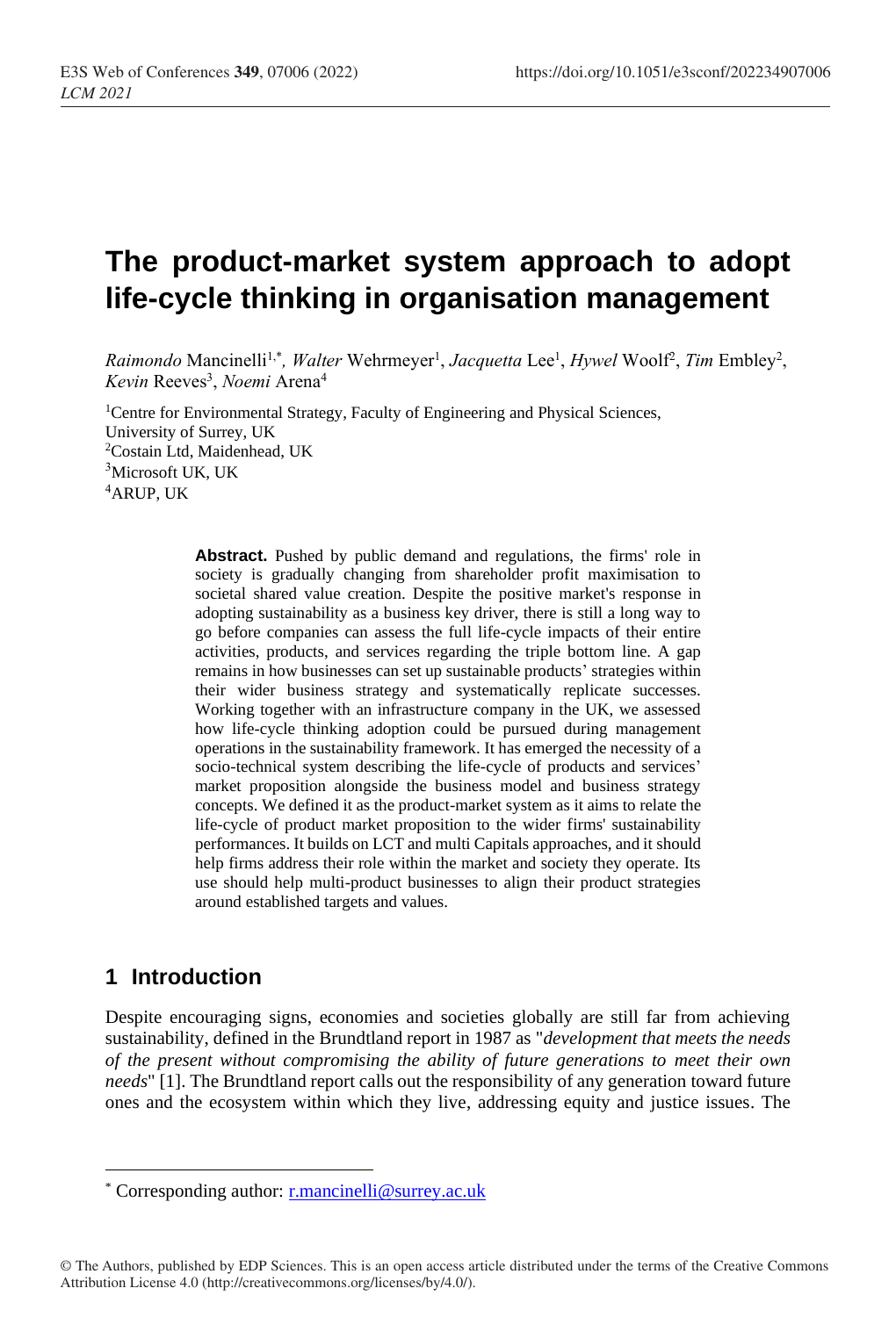# The product-market system approach to adopt life-cycle thinking in organisation management

*Raimondo* Mancinelli[1,*], *Walter* Wehrmeyer[1], *Jacquetta* Lee[1], *Hywel* Woolf[2], *Tim* Embley[2], *Kevin* Reeves[3], *Noemi* Arena[4]

[1]Centre for Environmental Strategy, Faculty of Engineering and Physical Sciences, University of Surrey, UK
[2]Costain Ltd, Maidenhead, UK
[3]Microsoft UK, UK
[4]ARUP, UK

**Abstract.** Pushed by public demand and regulations, the firms' role in society is gradually changing from shareholder profit maximisation to societal shared value creation. Despite the positive market's response in adopting sustainability as a business key driver, there is still a long way to go before companies can assess the full life-cycle impacts of their entire activities, products, and services regarding the triple bottom line. A gap remains in how businesses can set up sustainable products' strategies within their wider business strategy and systematically replicate successes. Working together with an infrastructure company in the UK, we assessed how life-cycle thinking adoption could be pursued during management operations in the sustainability framework. It has emerged the necessity of a socio-technical system describing the life-cycle of products and services' market proposition alongside the business model and business strategy concepts. We defined it as the product-market system as it aims to relate the life-cycle of product market proposition to the wider firms' sustainability performances. It builds on LCT and multi Capitals approaches, and it should help firms address their role within the market and society they operate. Its use should help multi-product businesses to align their product strategies around established targets and values.

## 1 Introduction

Despite encouraging signs, economies and societies globally are still far from achieving sustainability, defined in the Brundtland report in 1987 as "*development that meets the needs of the present without compromising the ability of future generations to meet their own needs*" [1]. The Brundtland report calls out the responsibility of any generation toward future ones and the ecosystem within which they live, addressing equity and justice issues. The

* Corresponding author: r.mancinelli@surrey.ac.uk

© The Authors, published by EDP Sciences. This is an open access article distributed under the terms of the Creative Commons Attribution License 4.0 (http://creativecommons.org/licenses/by/4.0/).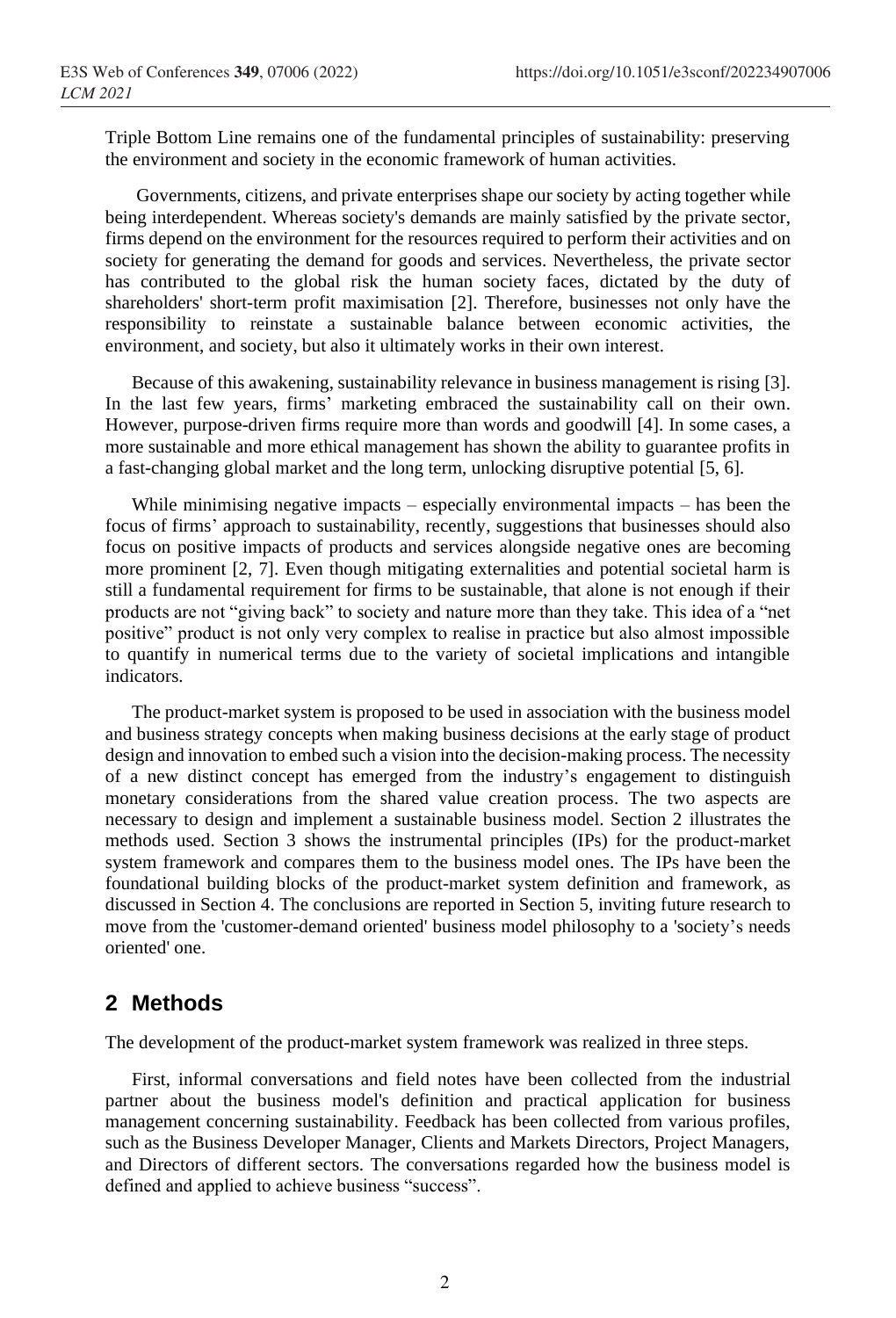Triple Bottom Line remains one of the fundamental principles of sustainability: preserving the environment and society in the economic framework of human activities.

Governments, citizens, and private enterprises shape our society by acting together while being interdependent. Whereas society's demands are mainly satisfied by the private sector, firms depend on the environment for the resources required to perform their activities and on society for generating the demand for goods and services. Nevertheless, the private sector has contributed to the global risk the human society faces, dictated by the duty of shareholders' short-term profit maximisation [2]. Therefore, businesses not only have the responsibility to reinstate a sustainable balance between economic activities, the environment, and society, but also it ultimately works in their own interest.

Because of this awakening, sustainability relevance in business management is rising [3]. In the last few years, firms' marketing embraced the sustainability call on their own. However, purpose-driven firms require more than words and goodwill [4]. In some cases, a more sustainable and more ethical management has shown the ability to guarantee profits in a fast-changing global market and the long term, unlocking disruptive potential [5, 6].

While minimising negative impacts – especially environmental impacts – has been the focus of firms' approach to sustainability, recently, suggestions that businesses should also focus on positive impacts of products and services alongside negative ones are becoming more prominent [2, 7]. Even though mitigating externalities and potential societal harm is still a fundamental requirement for firms to be sustainable, that alone is not enough if their products are not "giving back" to society and nature more than they take. This idea of a "net positive" product is not only very complex to realise in practice but also almost impossible to quantify in numerical terms due to the variety of societal implications and intangible indicators.

The product-market system is proposed to be used in association with the business model and business strategy concepts when making business decisions at the early stage of product design and innovation to embed such a vision into the decision-making process. The necessity of a new distinct concept has emerged from the industry's engagement to distinguish monetary considerations from the shared value creation process. The two aspects are necessary to design and implement a sustainable business model. Section 2 illustrates the methods used. Section 3 shows the instrumental principles (IPs) for the product-market system framework and compares them to the business model ones. The IPs have been the foundational building blocks of the product-market system definition and framework, as discussed in Section 4. The conclusions are reported in Section 5, inviting future research to move from the 'customer-demand oriented' business model philosophy to a 'society's needs oriented' one.

## 2 Methods

The development of the product-market system framework was realized in three steps.

First, informal conversations and field notes have been collected from the industrial partner about the business model's definition and practical application for business management concerning sustainability. Feedback has been collected from various profiles, such as the Business Developer Manager, Clients and Markets Directors, Project Managers, and Directors of different sectors. The conversations regarded how the business model is defined and applied to achieve business "success".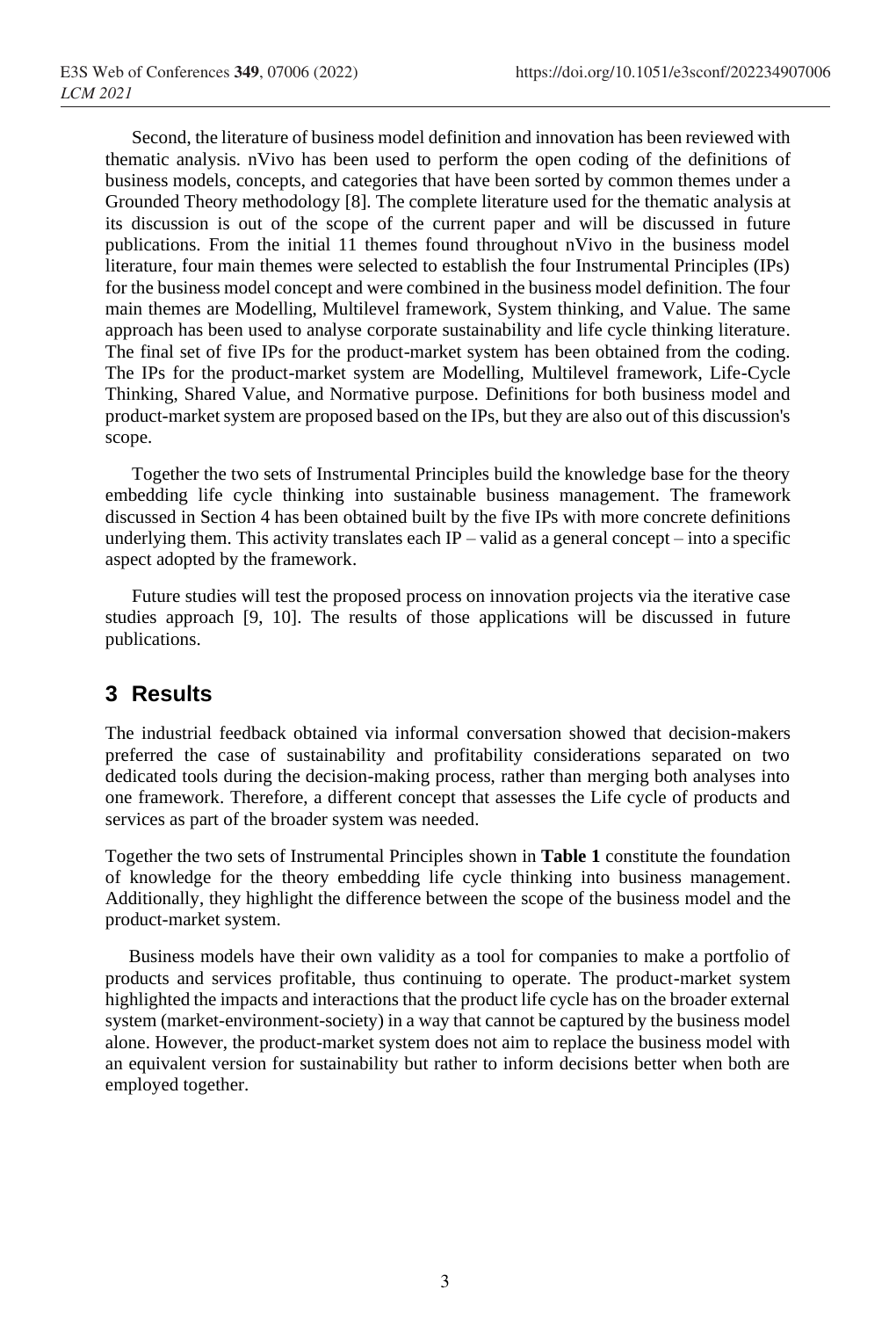Second, the literature of business model definition and innovation has been reviewed with thematic analysis. nVivo has been used to perform the open coding of the definitions of business models, concepts, and categories that have been sorted by common themes under a Grounded Theory methodology [8]. The complete literature used for the thematic analysis at its discussion is out of the scope of the current paper and will be discussed in future publications. From the initial 11 themes found throughout nVivo in the business model literature, four main themes were selected to establish the four Instrumental Principles (IPs) for the business model concept and were combined in the business model definition. The four main themes are Modelling, Multilevel framework, System thinking, and Value. The same approach has been used to analyse corporate sustainability and life cycle thinking literature. The final set of five IPs for the product-market system has been obtained from the coding. The IPs for the product-market system are Modelling, Multilevel framework, Life-Cycle Thinking, Shared Value, and Normative purpose. Definitions for both business model and product-market system are proposed based on the IPs, but they are also out of this discussion's scope.

Together the two sets of Instrumental Principles build the knowledge base for the theory embedding life cycle thinking into sustainable business management. The framework discussed in Section 4 has been obtained built by the five IPs with more concrete definitions underlying them. This activity translates each IP – valid as a general concept – into a specific aspect adopted by the framework.

Future studies will test the proposed process on innovation projects via the iterative case studies approach [9, 10]. The results of those applications will be discussed in future publications.

## 3 Results

The industrial feedback obtained via informal conversation showed that decision-makers preferred the case of sustainability and profitability considerations separated on two dedicated tools during the decision-making process, rather than merging both analyses into one framework. Therefore, a different concept that assesses the Life cycle of products and services as part of the broader system was needed.

Together the two sets of Instrumental Principles shown in **Table 1** constitute the foundation of knowledge for the theory embedding life cycle thinking into business management. Additionally, they highlight the difference between the scope of the business model and the product-market system.

Business models have their own validity as a tool for companies to make a portfolio of products and services profitable, thus continuing to operate. The product-market system highlighted the impacts and interactions that the product life cycle has on the broader external system (market-environment-society) in a way that cannot be captured by the business model alone. However, the product-market system does not aim to replace the business model with an equivalent version for sustainability but rather to inform decisions better when both are employed together.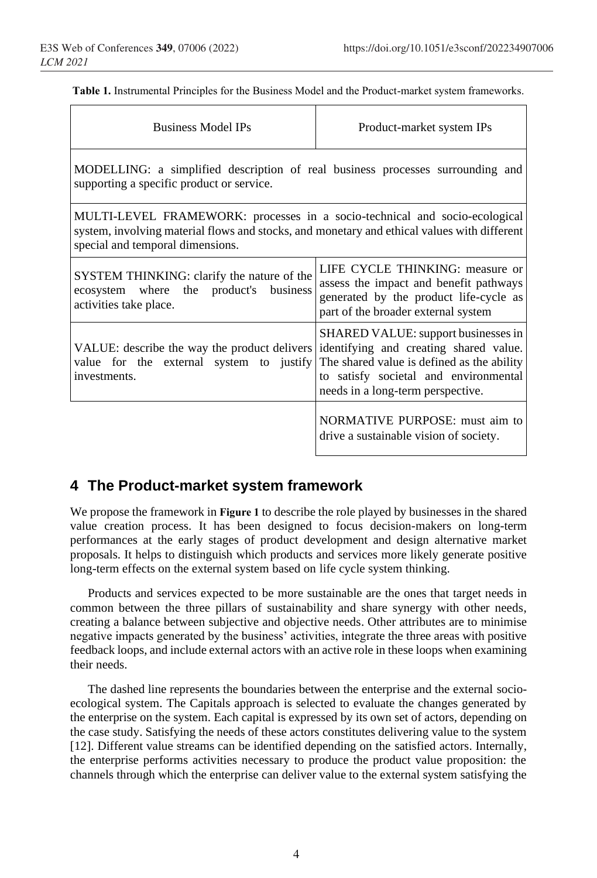**Table 1.** Instrumental Principles for the Business Model and the Product-market system frameworks.

| Business Model IPs | Product-market system IPs |
|---|---|
| MODELLING: a simplified description of real business processes surrounding and supporting a specific product or service. | |
| MULTI-LEVEL FRAMEWORK: processes in a socio-technical and socio-ecological system, involving material flows and stocks, and monetary and ethical values with different special and temporal dimensions. | |
| SYSTEM THINKING: clarify the nature of the ecosystem where the product's business activities take place. | LIFE CYCLE THINKING: measure or assess the impact and benefit pathways generated by the product life-cycle as part of the broader external system |
| VALUE: describe the way the product delivers value for the external system to justify investments. | SHARED VALUE: support businesses in identifying and creating shared value. The shared value is defined as the ability to satisfy societal and environmental needs in a long-term perspective. |
| | NORMATIVE PURPOSE: must aim to drive a sustainable vision of society. |

## 4 The Product-market system framework

We propose the framework in **Figure 1** to describe the role played by businesses in the shared value creation process. It has been designed to focus decision-makers on long-term performances at the early stages of product development and design alternative market proposals. It helps to distinguish which products and services more likely generate positive long-term effects on the external system based on life cycle system thinking.

Products and services expected to be more sustainable are the ones that target needs in common between the three pillars of sustainability and share synergy with other needs, creating a balance between subjective and objective needs. Other attributes are to minimise negative impacts generated by the business' activities, integrate the three areas with positive feedback loops, and include external actors with an active role in these loops when examining their needs.

The dashed line represents the boundaries between the enterprise and the external socio-ecological system. The Capitals approach is selected to evaluate the changes generated by the enterprise on the system. Each capital is expressed by its own set of actors, depending on the case study. Satisfying the needs of these actors constitutes delivering value to the system [12]. Different value streams can be identified depending on the satisfied actors. Internally, the enterprise performs activities necessary to produce the product value proposition: the channels through which the enterprise can deliver value to the external system satisfying the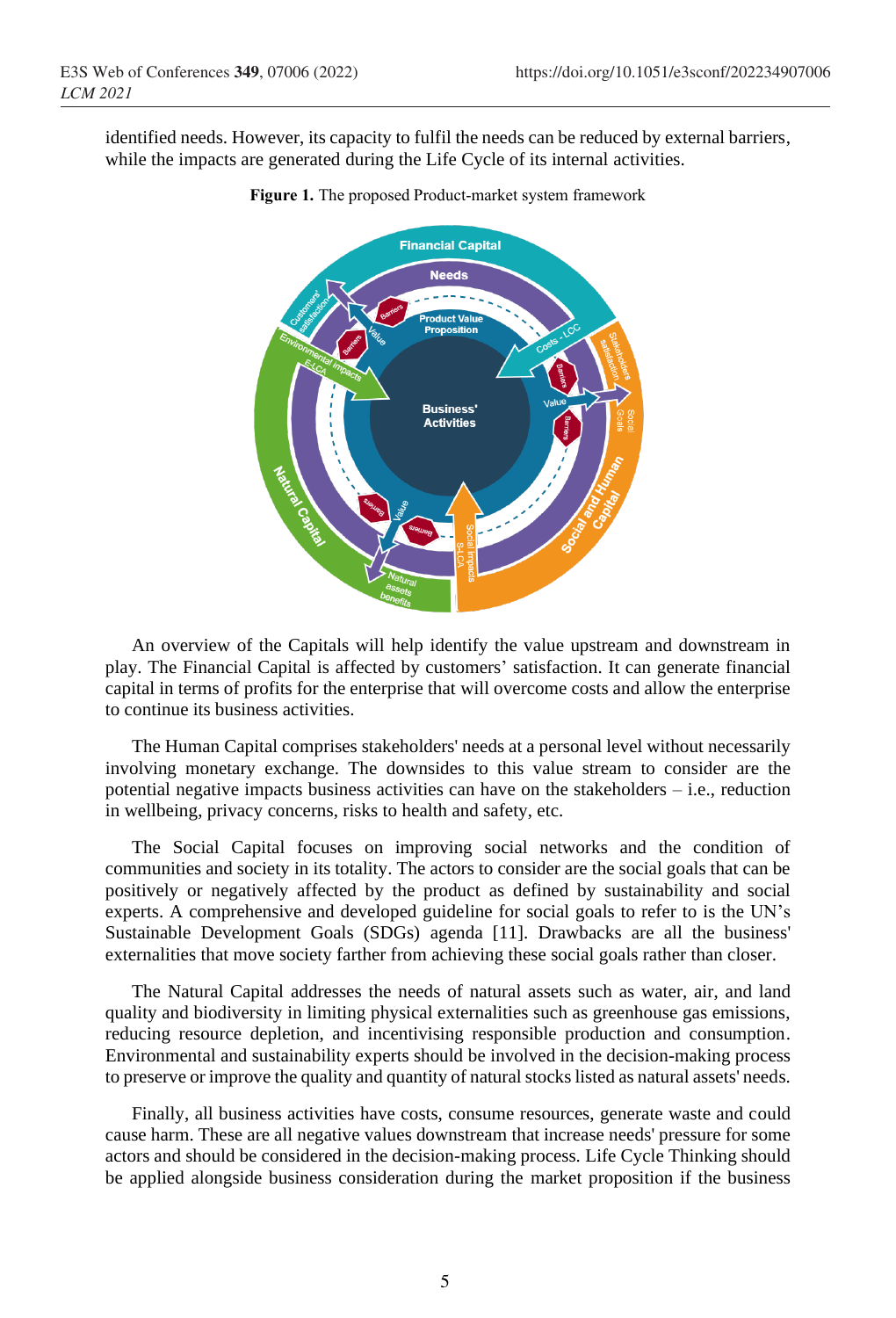identified needs. However, its capacity to fulfil the needs can be reduced by external barriers, while the impacts are generated during the Life Cycle of its internal activities.

**Figure 1.** The proposed Product-market system framework

An overview of the Capitals will help identify the value upstream and downstream in play. The Financial Capital is affected by customers' satisfaction. It can generate financial capital in terms of profits for the enterprise that will overcome costs and allow the enterprise to continue its business activities.

The Human Capital comprises stakeholders' needs at a personal level without necessarily involving monetary exchange. The downsides to this value stream to consider are the potential negative impacts business activities can have on the stakeholders – i.e., reduction in wellbeing, privacy concerns, risks to health and safety, etc.

The Social Capital focuses on improving social networks and the condition of communities and society in its totality. The actors to consider are the social goals that can be positively or negatively affected by the product as defined by sustainability and social experts. A comprehensive and developed guideline for social goals to refer to is the UN's Sustainable Development Goals (SDGs) agenda [11]. Drawbacks are all the business' externalities that move society farther from achieving these social goals rather than closer.

The Natural Capital addresses the needs of natural assets such as water, air, and land quality and biodiversity in limiting physical externalities such as greenhouse gas emissions, reducing resource depletion, and incentivising responsible production and consumption. Environmental and sustainability experts should be involved in the decision-making process to preserve or improve the quality and quantity of natural stocks listed as natural assets' needs.

Finally, all business activities have costs, consume resources, generate waste and could cause harm. These are all negative values downstream that increase needs' pressure for some actors and should be considered in the decision-making process. Life Cycle Thinking should be applied alongside business consideration during the market proposition if the business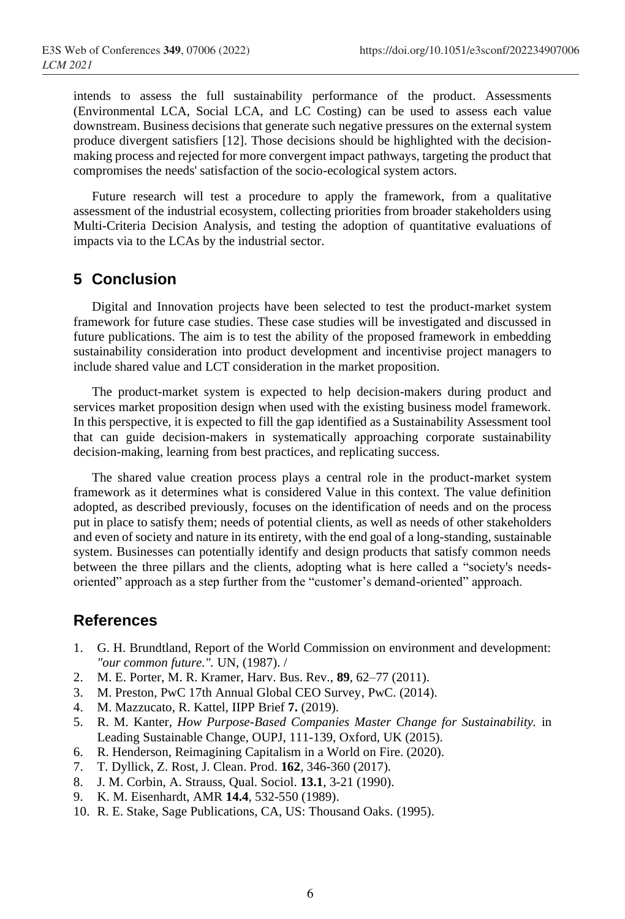intends to assess the full sustainability performance of the product. Assessments (Environmental LCA, Social LCA, and LC Costing) can be used to assess each value downstream. Business decisions that generate such negative pressures on the external system produce divergent satisfiers [12]. Those decisions should be highlighted with the decision-making process and rejected for more convergent impact pathways, targeting the product that compromises the needs' satisfaction of the socio-ecological system actors.

Future research will test a procedure to apply the framework, from a qualitative assessment of the industrial ecosystem, collecting priorities from broader stakeholders using Multi-Criteria Decision Analysis, and testing the adoption of quantitative evaluations of impacts via to the LCAs by the industrial sector.

## 5 Conclusion

Digital and Innovation projects have been selected to test the product-market system framework for future case studies. These case studies will be investigated and discussed in future publications. The aim is to test the ability of the proposed framework in embedding sustainability consideration into product development and incentivise project managers to include shared value and LCT consideration in the market proposition.

The product-market system is expected to help decision-makers during product and services market proposition design when used with the existing business model framework. In this perspective, it is expected to fill the gap identified as a Sustainability Assessment tool that can guide decision-makers in systematically approaching corporate sustainability decision-making, learning from best practices, and replicating success.

The shared value creation process plays a central role in the product-market system framework as it determines what is considered Value in this context. The value definition adopted, as described previously, focuses on the identification of needs and on the process put in place to satisfy them; needs of potential clients, as well as needs of other stakeholders and even of society and nature in its entirety, with the end goal of a long-standing, sustainable system. Businesses can potentially identify and design products that satisfy common needs between the three pillars and the clients, adopting what is here called a "society's needs-oriented" approach as a step further from the "customer's demand-oriented" approach.

## References

1. G. H. Brundtland, Report of the World Commission on environment and development: *"our common future."*. UN, (1987). /
2. M. E. Porter, M. R. Kramer, Harv. Bus. Rev., **89**, 62–77 (2011).
3. M. Preston, PwC 17th Annual Global CEO Survey, PwC. (2014).
4. M. Mazzucato, R. Kattel, IIPP Brief **7.** (2019).
5. R. M. Kanter, *How Purpose-Based Companies Master Change for Sustainability.* in Leading Sustainable Change, OUPJ, 111-139, Oxford, UK (2015).
6. R. Henderson, Reimagining Capitalism in a World on Fire. (2020).
7. T. Dyllick, Z. Rost, J. Clean. Prod. **162**, 346-360 (2017).
8. J. M. Corbin, A. Strauss, Qual. Sociol. **13.1**, 3-21 (1990).
9. K. M. Eisenhardt, AMR **14.4**, 532-550 (1989).
10. R. E. Stake, Sage Publications, CA, US: Thousand Oaks. (1995).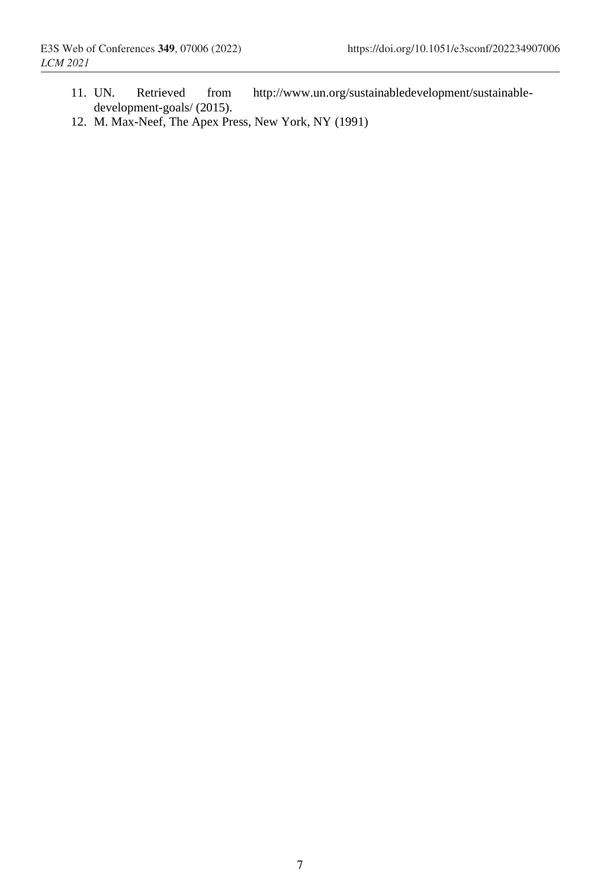11. UN. Retrieved from http://www.un.org/sustainabledevelopment/sustainable-development-goals/ (2015).
12. M. Max-Neef, The Apex Press, New York, NY (1991)